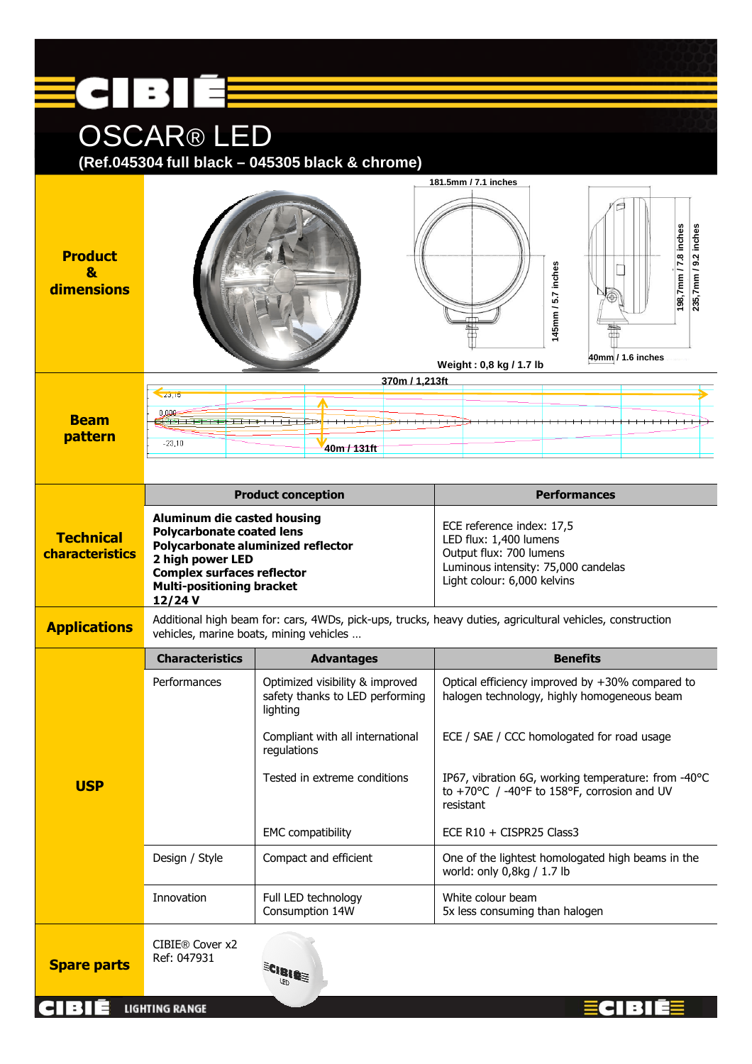# OSCAR® LED

## (Ref.045304 full black – 045305 black & chrome)

**Product & dimensions**

181.5mm / 7.1 inches

145mm / 5.7 inches

198,7mm / 7.8 inches

235,7mm / 9.2 inches

40mm / 1.6 inches

Weight : 0,8 kg / 1.7 lb

**Beam pattern**

370m / 1,213ft

40m / 131ft

| Technical characteristics | Product conception | Performances |
|---|---|---|
| | **Aluminum die casted housing**<br>**Polycarbonate coated lens**<br>**Polycarbonate aluminized reflector**<br>**2 high power LED**<br>**Complex surfaces reflector**<br>**Multi-positioning bracket**<br>**12/24 V** | ECE reference index: 17,5<br>LED flux: 1,400 lumens<br>Output flux: 700 lumens<br>Luminous intensity: 75,000 candelas<br>Light colour: 6,000 kelvins |

**Applications**

Additional high beam for: cars, 4WDs, pick-ups, trucks, heavy duties, agricultural vehicles, construction vehicles, marine boats, mining vehicles …

| USP | Characteristics | Advantages | Benefits |
|---|---|---|---|
| | Performances | Optimized visibility & improved safety thanks to LED performing lighting | Optical efficiency improved by +30% compared to halogen technology, highly homogeneous beam |
| | | Compliant with all international regulations | ECE / SAE / CCC homologated for road usage |
| | | Tested in extreme conditions | IP67, vibration 6G, working temperature: from -40°C to +70°C / -40°F to 158°F, corrosion and UV resistant |
| | | EMC compatibility | ECE R10 + CISPR25 Class3 |
| | Design / Style | Compact and efficient | One of the lightest homologated high beams in the world: only 0,8kg / 1.7 lb |
| | Innovation | Full LED technology<br>Consumption 14W | White colour beam<br>5x less consuming than halogen |

**Spare parts**

CIBIE® Cover x2
Ref: 047931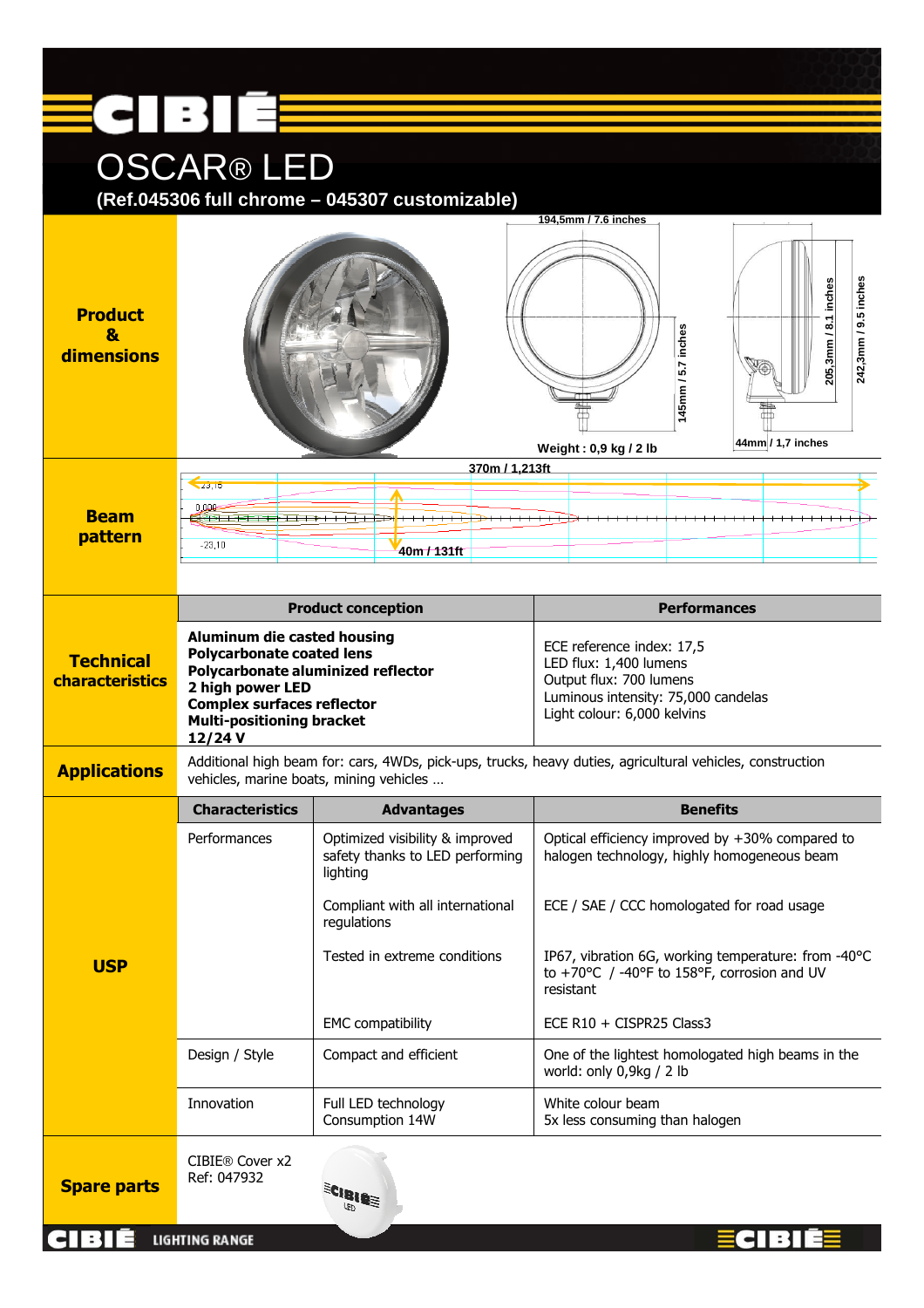# OSCAR® LED

**(Ref.045306 full chrome – 045307 customizable)**

## Product & dimensions

194,5mm / 7.6 inches

145mm / 5.7 inches

205,3mm / 8.1 inches

242,3mm / 9.5 inches

44mm / 1,7 inches

Weight : 0,9 kg / 2 lb

## Beam pattern

370m / 1,213ft

23,15

0,000

-23,10

40m / 131ft

## Technical characteristics

| Product conception | Performances |
|---|---|
| **Aluminum die casted housing**<br>**Polycarbonate coated lens**<br>**Polycarbonate aluminized reflector**<br>**2 high power LED**<br>**Complex surfaces reflector**<br>**Multi-positioning bracket**<br>**12/24 V** | ECE reference index: 17,5<br>LED flux: 1,400 lumens<br>Output flux: 700 lumens<br>Luminous intensity: 75,000 candelas<br>Light colour: 6,000 kelvins |

## Applications

Additional high beam for: cars, 4WDs, pick-ups, trucks, heavy duties, agricultural vehicles, construction vehicles, marine boats, mining vehicles …

## USP

| Characteristics | Advantages | Benefits |
|---|---|---|
| Performances | Optimized visibility & improved safety thanks to LED performing lighting | Optical efficiency improved by +30% compared to halogen technology, highly homogeneous beam |
| | Compliant with all international regulations | ECE / SAE / CCC homologated for road usage |
| | Tested in extreme conditions | IP67, vibration 6G, working temperature: from -40°C to +70°C / -40°F to 158°F, corrosion and UV resistant |
| | EMC compatibility | ECE R10 + CISPR25 Class3 |
| Design / Style | Compact and efficient | One of the lightest homologated high beams in the world: only 0,9kg / 2 lb |
| Innovation | Full LED technology<br>Consumption 14W | White colour beam<br>5x less consuming than halogen |

## Spare parts

CIBIE® Cover x2
Ref: 047932

CIBIÉ LIGHTING RANGE